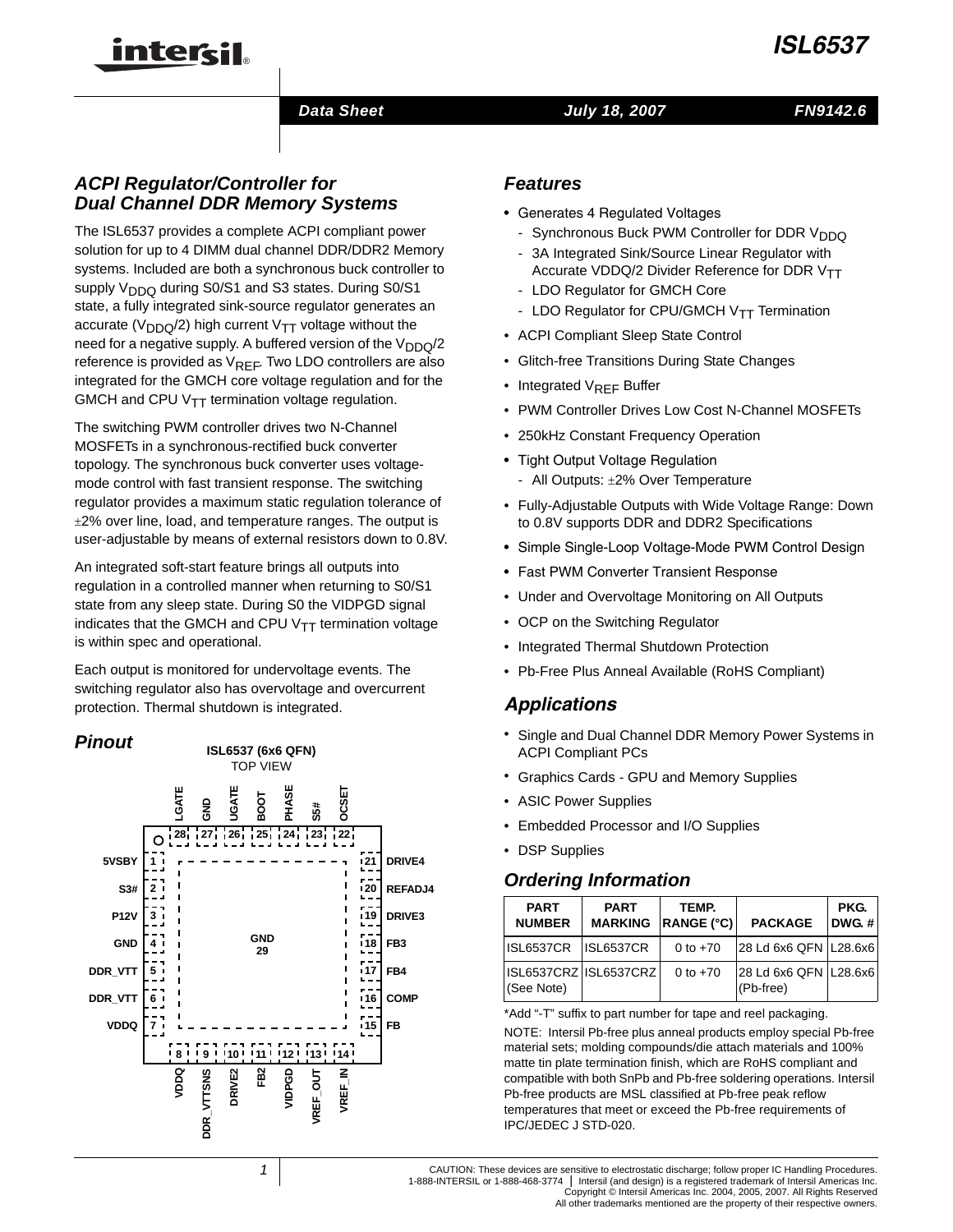# ISL6537

**Data Sheet** | **July 18, 2007** | **FN9142.6**

## ACPI Regulator/Controller for Dual Channel DDR Memory Systems

The ISL6537 provides a complete ACPI compliant power solution for up to 4 DIMM dual channel DDR/DDR2 Memory systems. Included are both a synchronous buck controller to supply $V_{DDQ}$ during S0/S1 and S3 states. During S0/S1 state, a fully integrated sink-source regulator generates an accurate ($V_{DDQ}$/2) high current $V_{TT}$ voltage without the need for a negative supply. A buffered version of the $V_{DDQ}$/2 reference is provided as $V_{REF}$. Two LDO controllers are also integrated for the GMCH core voltage regulation and for the GMCH and CPU $V_{TT}$ termination voltage regulation.

The switching PWM controller drives two N-Channel MOSFETs in a synchronous-rectified buck converter topology. The synchronous buck converter uses voltage-mode control with fast transient response. The switching regulator provides a maximum static regulation tolerance of ±2% over line, load, and temperature ranges. The output is user-adjustable by means of external resistors down to 0.8V.

An integrated soft-start feature brings all outputs into regulation in a controlled manner when returning to S0/S1 state from any sleep state. During S0 the VIDPGD signal indicates that the GMCH and CPU $V_{TT}$ termination voltage is within spec and operational.

Each output is monitored for undervoltage events. The switching regulator also has overvoltage and overcurrent protection. Thermal shutdown is integrated.

## Pinout

**ISL6537 (6x6 QFN)**
TOP VIEW

| Pin | Name | Pin | Name |
|---|---|---|---|
| 1 | 5VSBY | 15 | FB |
| 2 | S3# | 16 | COMP |
| 3 | P12V | 17 | FB4 |
| 4 | GND | 18 | FB3 |
| 5 | DDR_VTT | 19 | DRIVE3 |
| 6 | DDR_VTT | 20 | REFADJ4 |
| 7 | VDDQ | 21 | DRIVE4 |
| 8 | VDDQ | 22 | OCSET |
| 9 | DDR_VTTSNS | 23 | S5# |
| 10 | DRIVE2 | 24 | PHASE |
| 11 | FB2 | 25 | BOOT |
| 12 | VIDPGD | 26 | UGATE |
| 13 | VREF_OUT | 27 | GND |
| 14 | VREF_IN | 28 | LGATE |
| 29 | GND (pad) | | |

## Features

- Generates 4 Regulated Voltages
  - Synchronous Buck PWM Controller for DDR $V_{DDQ}$
  - 3A Integrated Sink/Source Linear Regulator with Accurate VDDQ/2 Divider Reference for DDR $V_{TT}$
  - LDO Regulator for GMCH Core
  - LDO Regulator for CPU/GMCH $V_{TT}$ Termination
- ACPI Compliant Sleep State Control
- Glitch-free Transitions During State Changes
- Integrated $V_{REF}$ Buffer
- PWM Controller Drives Low Cost N-Channel MOSFETs
- 250kHz Constant Frequency Operation
- Tight Output Voltage Regulation
  - All Outputs: ±2% Over Temperature
- Fully-Adjustable Outputs with Wide Voltage Range: Down to 0.8V supports DDR and DDR2 Specifications
- Simple Single-Loop Voltage-Mode PWM Control Design
- Fast PWM Converter Transient Response
- Under and Overvoltage Monitoring on All Outputs
- OCP on the Switching Regulator
- Integrated Thermal Shutdown Protection
- Pb-Free Plus Anneal Available (RoHS Compliant)

## Applications

- Single and Dual Channel DDR Memory Power Systems in ACPI Compliant PCs
- Graphics Cards - GPU and Memory Supplies
- ASIC Power Supplies
- Embedded Processor and I/O Supplies
- DSP Supplies

## Ordering Information

| PART NUMBER | PART MARKING | TEMP. RANGE (°C) | PACKAGE | PKG. DWG. # |
|---|---|---|---|---|
| ISL6537CR | ISL6537CR | 0 to +70 | 28 Ld 6x6 QFN | L28.6x6 |
| ISL6537CRZ (See Note) | ISL6537CRZ | 0 to +70 | 28 Ld 6x6 QFN (Pb-free) | L28.6x6 |

*Add "-T" suffix to part number for tape and reel packaging.

NOTE: Intersil Pb-free plus anneal products employ special Pb-free material sets; molding compounds/die attach materials and 100% matte tin plate termination finish, which are RoHS compliant and compatible with both SnPb and Pb-free soldering operations. Intersil Pb-free products are MSL classified at Pb-free peak reflow temperatures that meet or exceed the Pb-free requirements of IPC/JEDEC J STD-020.

CAUTION: These devices are sensitive to electrostatic discharge; follow proper IC Handling Procedures.
1-888-INTERSIL or 1-888-468-3774 | Intersil (and design) is a registered trademark of Intersil Americas Inc.
Copyright © Intersil Americas Inc. 2004, 2005, 2007. All Rights Reserved
All other trademarks mentioned are the property of their respective owners.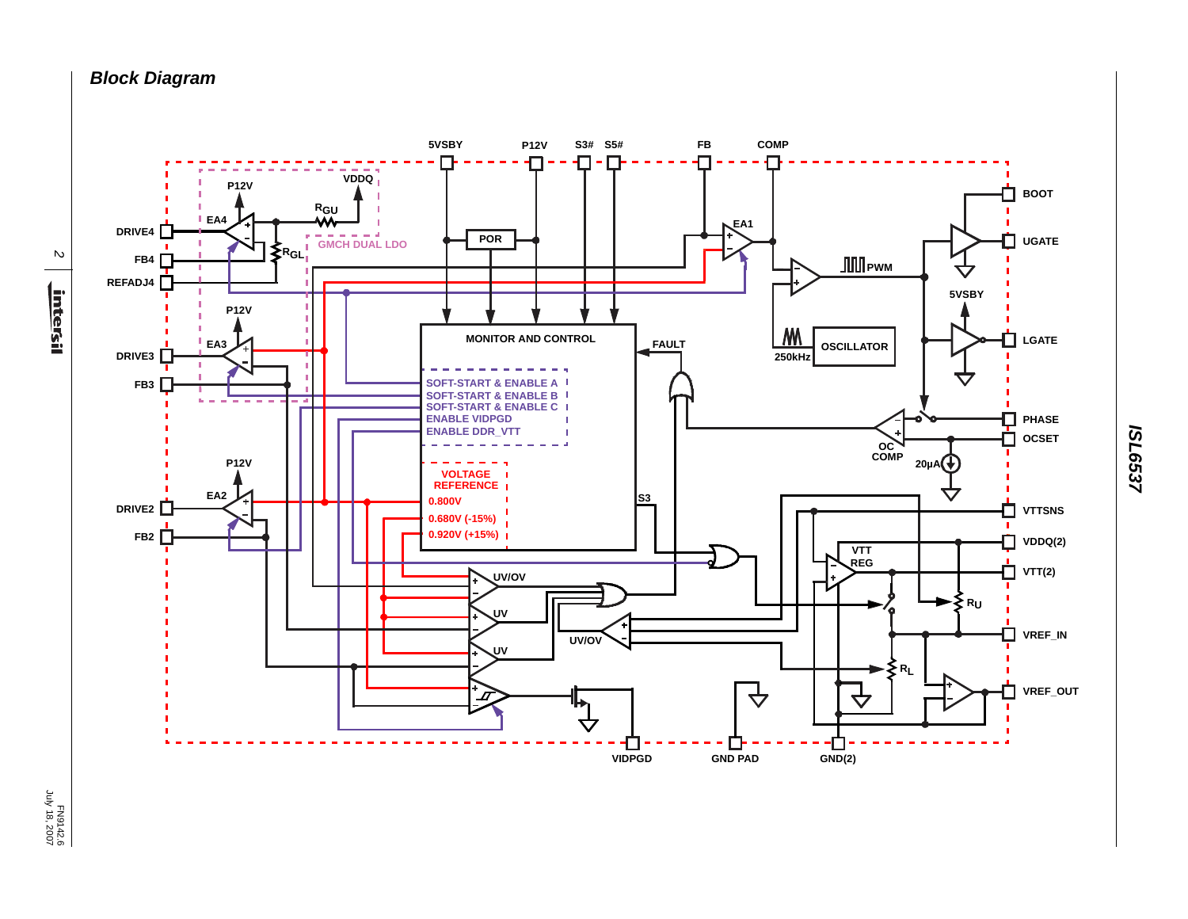## Block Diagram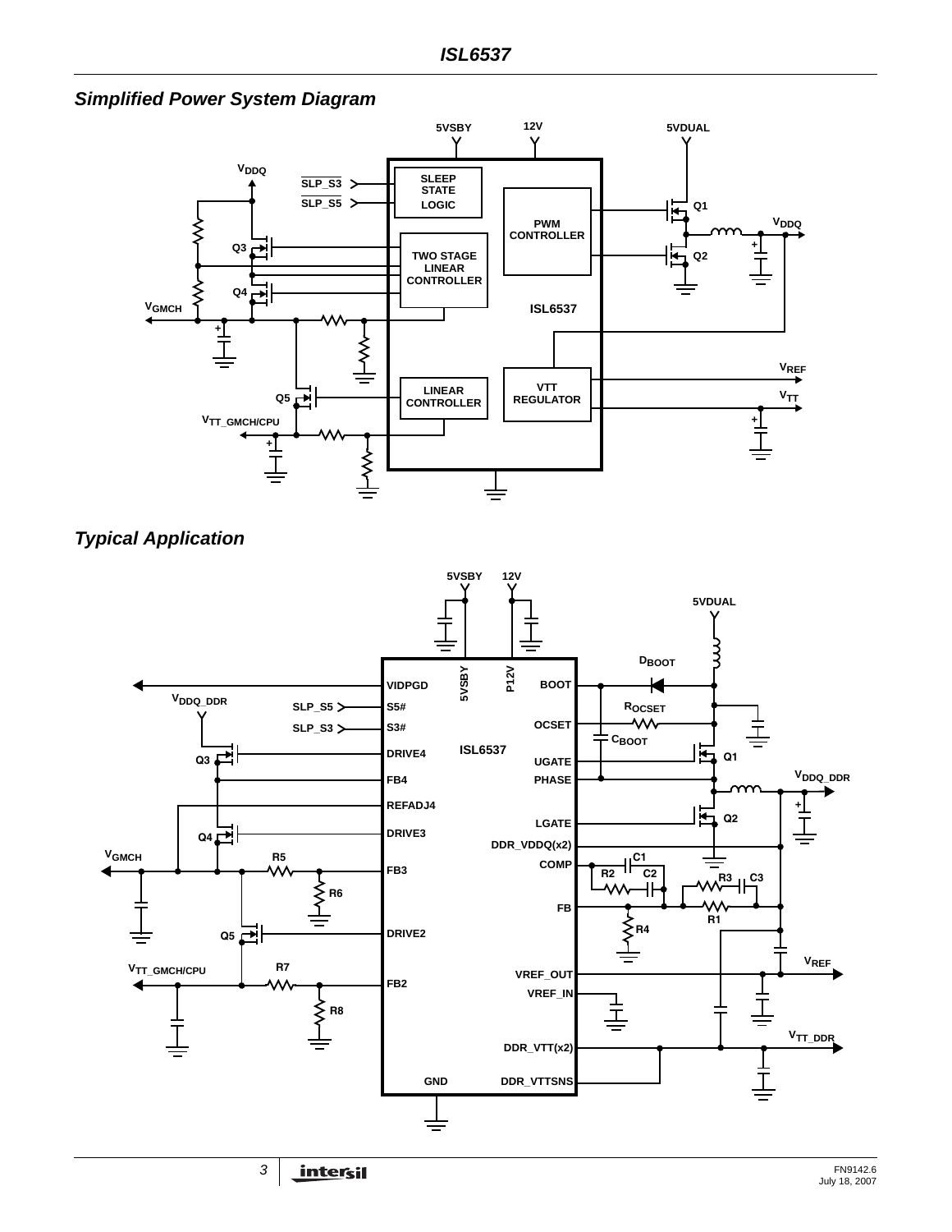## Simplified Power System Diagram

## Typical Application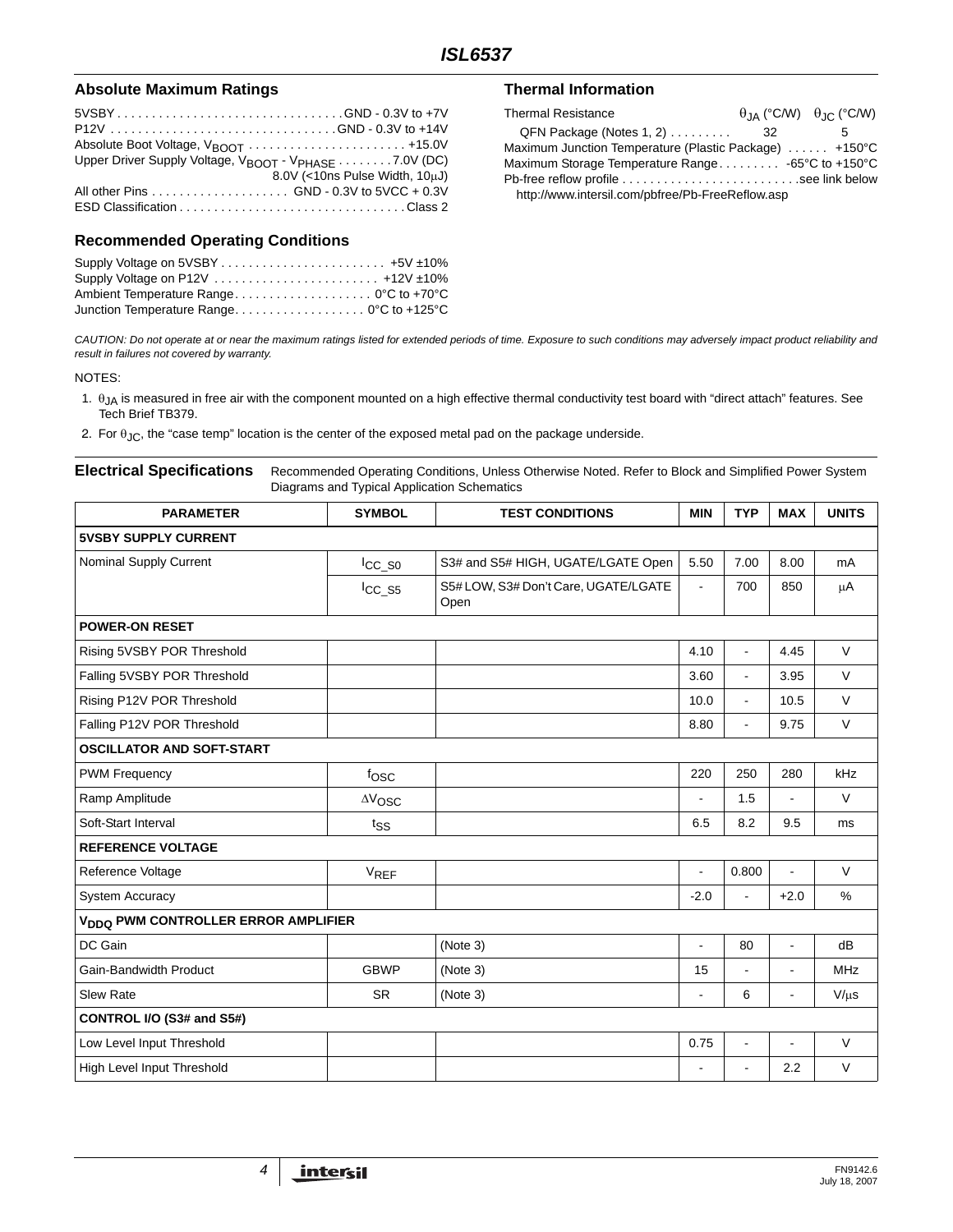## Absolute Maximum Ratings

5VSBY . . . . . . . . . . . . . . . . . . . . . . . . . . . . . . . . GND - 0.3V to +7V
P12V . . . . . . . . . . . . . . . . . . . . . . . . . . . . . . . . GND - 0.3V to +14V
Absolute Boot Voltage, $V_{BOOT}$ . . . . . . . . . . . . . . . . . . . . . . . +15.0V
Upper Driver Supply Voltage, $V_{BOOT}$ - $V_{PHASE}$ . . . . . . . . 7.0V (DC)
8.0V (<10ns Pulse Width, 10μJ)
All other Pins . . . . . . . . . . . . . . . . . . . . GND - 0.3V to 5VCC + 0.3V
ESD Classification . . . . . . . . . . . . . . . . . . . . . . . . . . . . . . . . Class 2

## Recommended Operating Conditions

Supply Voltage on 5VSBY . . . . . . . . . . . . . . . . . . . . . . . . +5V ±10%
Supply Voltage on P12V . . . . . . . . . . . . . . . . . . . . . . . . +12V ±10%
Ambient Temperature Range. . . . . . . . . . . . . . . . . . . . 0°C to +70°C
Junction Temperature Range. . . . . . . . . . . . . . . . . . . 0°C to +125°C

## Thermal Information

| Thermal Resistance | $\theta_{JA}$ (°C/W) | $\theta_{JC}$ (°C/W) |
|---|---|---|
| QFN Package (Notes 1, 2) . . . . . . . . . | 32 | 5 |

Maximum Junction Temperature (Plastic Package) . . . . . . +150°C
Maximum Storage Temperature Range . . . . . . . . . -65°C to +150°C
Pb-free reflow profile . . . . . . . . . . . . . . . . . . . . . . . . . . see link below
http://www.intersil.com/pbfree/Pb-FreeReflow.asp

*CAUTION: Do not operate at or near the maximum ratings listed for extended periods of time. Exposure to such conditions may adversely impact product reliability and result in failures not covered by warranty.*

NOTES:

1. $\theta_{JA}$ is measured in free air with the component mounted on a high effective thermal conductivity test board with "direct attach" features. See Tech Brief TB379.
2. For $\theta_{JC}$, the "case temp" location is the center of the exposed metal pad on the package underside.

**Electrical Specifications** Recommended Operating Conditions, Unless Otherwise Noted. Refer to Block and Simplified Power System Diagrams and Typical Application Schematics

| PARAMETER | SYMBOL | TEST CONDITIONS | MIN | TYP | MAX | UNITS |
|---|---|---|---|---|---|---|
| **5VSBY SUPPLY CURRENT** | | | | | | |
| Nominal Supply Current | $I_{CC\_S0}$ | S3# and S5# HIGH, UGATE/LGATE Open | 5.50 | 7.00 | 8.00 | mA |
| | $I_{CC\_S5}$ | S5# LOW, S3# Don't Care, UGATE/LGATE Open | - | 700 | 850 | μA |
| **POWER-ON RESET** | | | | | | |
| Rising 5VSBY POR Threshold | | | 4.10 | - | 4.45 | V |
| Falling 5VSBY POR Threshold | | | 3.60 | - | 3.95 | V |
| Rising P12V POR Threshold | | | 10.0 | - | 10.5 | V |
| Falling P12V POR Threshold | | | 8.80 | - | 9.75 | V |
| **OSCILLATOR AND SOFT-START** | | | | | | |
| PWM Frequency | $f_{OSC}$ | | 220 | 250 | 280 | kHz |
| Ramp Amplitude | $\Delta V_{OSC}$ | | - | 1.5 | - | V |
| Soft-Start Interval | $t_{SS}$ | | 6.5 | 8.2 | 9.5 | ms |
| **REFERENCE VOLTAGE** | | | | | | |
| Reference Voltage | $V_{REF}$ | | - | 0.800 | - | V |
| System Accuracy | | | -2.0 | - | +2.0 | % |
| **$V_{DDQ}$ PWM CONTROLLER ERROR AMPLIFIER** | | | | | | |
| DC Gain | | (Note 3) | - | 80 | - | dB |
| Gain-Bandwidth Product | GBWP | (Note 3) | 15 | - | - | MHz |
| Slew Rate | SR | (Note 3) | - | 6 | - | V/μs |
| **CONTROL I/O (S3# and S5#)** | | | | | | |
| Low Level Input Threshold | | | 0.75 | - | - | V |
| High Level Input Threshold | | | - | - | 2.2 | V |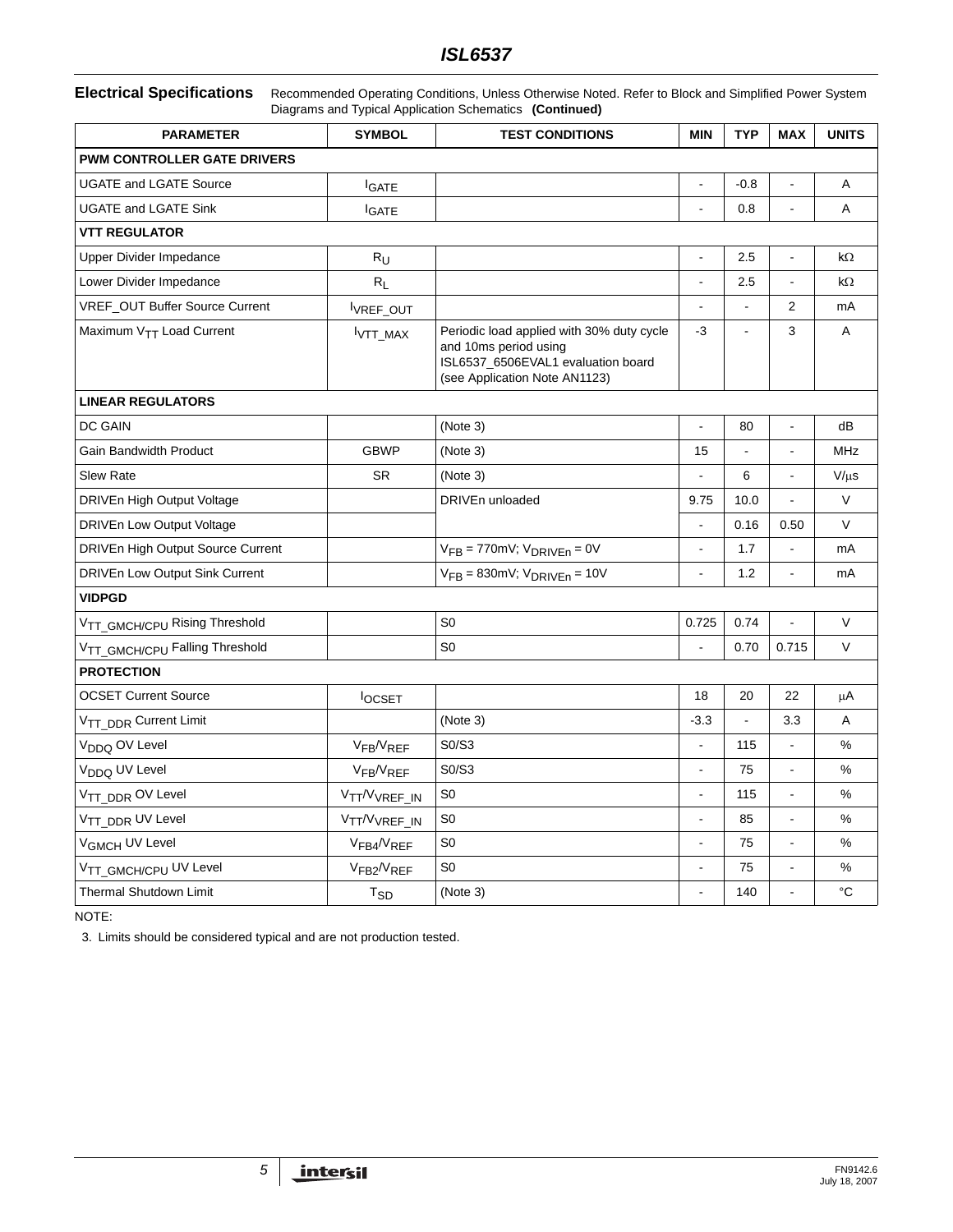**Electrical Specifications** Recommended Operating Conditions, Unless Otherwise Noted. Refer to Block and Simplified Power System Diagrams and Typical Application Schematics **(Continued)**

| PARAMETER | SYMBOL | TEST CONDITIONS | MIN | TYP | MAX | UNITS |
|---|---|---|---|---|---|---|
| **PWM CONTROLLER GATE DRIVERS** | | | | | | |
| UGATE and LGATE Source | $I_{GATE}$ | | - | -0.8 | - | A |
| UGATE and LGATE Sink | $I_{GATE}$ | | - | 0.8 | - | A |
| **VTT REGULATOR** | | | | | | |
| Upper Divider Impedance | $R_U$ | | - | 2.5 | - | kΩ |
| Lower Divider Impedance | $R_L$ | | - | 2.5 | - | kΩ |
| VREF_OUT Buffer Source Current | $I_{VREF\_OUT}$ | | - | - | 2 | mA |
| Maximum $V_{TT}$ Load Current | $I_{VTT\_MAX}$ | Periodic load applied with 30% duty cycle and 10ms period using ISL6537_6506EVAL1 evaluation board (see Application Note AN1123) | -3 | - | 3 | A |
| **LINEAR REGULATORS** | | | | | | |
| DC GAIN | | (Note 3) | - | 80 | - | dB |
| Gain Bandwidth Product | GBWP | (Note 3) | 15 | - | - | MHz |
| Slew Rate | SR | (Note 3) | - | 6 | - | V/μs |
| DRIVEn High Output Voltage | | DRIVEn unloaded | 9.75 | 10.0 | - | V |
| DRIVEn Low Output Voltage | | | - | 0.16 | 0.50 | V |
| DRIVEn High Output Source Current | | $V_{FB}$ = 770mV; $V_{DRIVEn}$ = 0V | - | 1.7 | - | mA |
| DRIVEn Low Output Sink Current | | $V_{FB}$ = 830mV; $V_{DRIVEn}$ = 10V | - | 1.2 | - | mA |
| **VIDPGD** | | | | | | |
| $V_{TT\_GMCH/CPU}$ Rising Threshold | | S0 | 0.725 | 0.74 | - | V |
| $V_{TT\_GMCH/CPU}$ Falling Threshold | | S0 | - | 0.70 | 0.715 | V |
| **PROTECTION** | | | | | | |
| OCSET Current Source | $I_{OCSET}$ | | 18 | 20 | 22 | μA |
| $V_{TT\_DDR}$ Current Limit | | (Note 3) | -3.3 | - | 3.3 | A |
| $V_{DDQ}$ OV Level | $V_{FB}/V_{REF}$ | S0/S3 | - | 115 | - | % |
| $V_{DDQ}$ UV Level | $V_{FB}/V_{REF}$ | S0/S3 | - | 75 | - | % |
| $V_{TT\_DDR}$ OV Level | $V_{TT}/V_{VREF\_IN}$ | S0 | - | 115 | - | % |
| $V_{TT\_DDR}$ UV Level | $V_{TT}/V_{VREF\_IN}$ | S0 | - | 85 | - | % |
| $V_{GMCH}$ UV Level | $V_{FB4}/V_{REF}$ | S0 | - | 75 | - | % |
| $V_{TT\_GMCH/CPU}$ UV Level | $V_{FB2}/V_{REF}$ | S0 | - | 75 | - | % |
| Thermal Shutdown Limit | $T_{SD}$ | (Note 3) | - | 140 | - | °C |

NOTE:

3. Limits should be considered typical and are not production tested.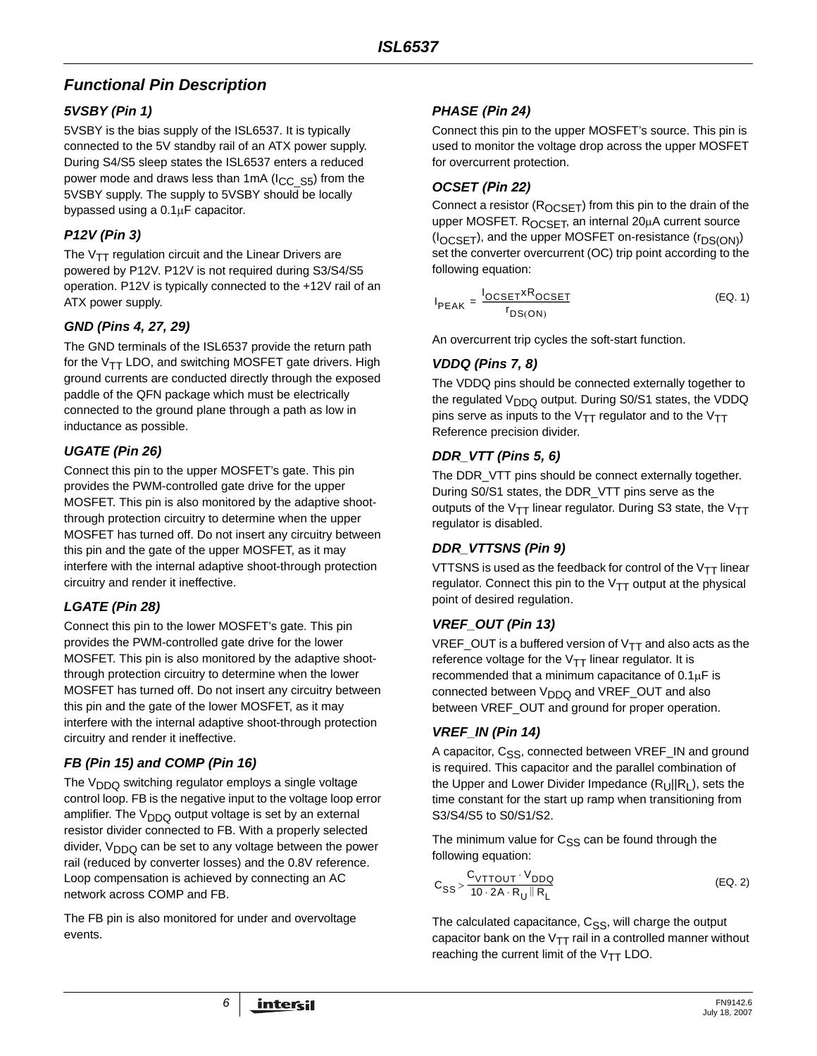## Functional Pin Description

### 5VSBY (Pin 1)

5VSBY is the bias supply of the ISL6537. It is typically connected to the 5V standby rail of an ATX power supply. During S4/S5 sleep states the ISL6537 enters a reduced power mode and draws less than 1mA ($I_{CC\_S5}$) from the 5VSBY supply. The supply to 5VSBY should be locally bypassed using a 0.1µF capacitor.

### P12V (Pin 3)

The $V_{TT}$ regulation circuit and the Linear Drivers are powered by P12V. P12V is not required during S3/S4/S5 operation. P12V is typically connected to the +12V rail of an ATX power supply.

### GND (Pins 4, 27, 29)

The GND terminals of the ISL6537 provide the return path for the $V_{TT}$ LDO, and switching MOSFET gate drivers. High ground currents are conducted directly through the exposed paddle of the QFN package which must be electrically connected to the ground plane through a path as low in inductance as possible.

### UGATE (Pin 26)

Connect this pin to the upper MOSFET's gate. This pin provides the PWM-controlled gate drive for the upper MOSFET. This pin is also monitored by the adaptive shoot-through protection circuitry to determine when the upper MOSFET has turned off. Do not insert any circuitry between this pin and the gate of the upper MOSFET, as it may interfere with the internal adaptive shoot-through protection circuitry and render it ineffective.

### LGATE (Pin 28)

Connect this pin to the lower MOSFET's gate. This pin provides the PWM-controlled gate drive for the lower MOSFET. This pin is also monitored by the adaptive shoot-through protection circuitry to determine when the lower MOSFET has turned off. Do not insert any circuitry between this pin and the gate of the lower MOSFET, as it may interfere with the internal adaptive shoot-through protection circuitry and render it ineffective.

### FB (Pin 15) and COMP (Pin 16)

The $V_{DDQ}$ switching regulator employs a single voltage control loop. FB is the negative input to the voltage loop error amplifier. The $V_{DDQ}$ output voltage is set by an external resistor divider connected to FB. With a properly selected divider, $V_{DDQ}$ can be set to any voltage between the power rail (reduced by converter losses) and the 0.8V reference. Loop compensation is achieved by connecting an AC network across COMP and FB.

The FB pin is also monitored for under and overvoltage events.

### PHASE (Pin 24)

Connect this pin to the upper MOSFET's source. This pin is used to monitor the voltage drop across the upper MOSFET for overcurrent protection.

### OCSET (Pin 22)

Connect a resistor ($R_{OCSET}$) from this pin to the drain of the upper MOSFET. $R_{OCSET}$, an internal 20µA current source ($I_{OCSET}$), and the upper MOSFET on-resistance ($r_{DS(ON)}$) set the converter overcurrent (OC) trip point according to the following equation:

$$I_{PEAK} = \frac{I_{OCSET} x R_{OCSET}}{r_{DS(ON)}} \quad \text{(EQ. 1)}$$

An overcurrent trip cycles the soft-start function.

### VDDQ (Pins 7, 8)

The VDDQ pins should be connected externally together to the regulated $V_{DDQ}$ output. During S0/S1 states, the VDDQ pins serve as inputs to the $V_{TT}$ regulator and to the $V_{TT}$ Reference precision divider.

### DDR_VTT (Pins 5, 6)

The DDR_VTT pins should be connect externally together. During S0/S1 states, the DDR_VTT pins serve as the outputs of the $V_{TT}$ linear regulator. During S3 state, the $V_{TT}$ regulator is disabled.

### DDR_VTTSNS (Pin 9)

VTTSNS is used as the feedback for control of the $V_{TT}$ linear regulator. Connect this pin to the $V_{TT}$ output at the physical point of desired regulation.

### VREF_OUT (Pin 13)

VREF_OUT is a buffered version of $V_{TT}$ and also acts as the reference voltage for the $V_{TT}$ linear regulator. It is recommended that a minimum capacitance of 0.1µF is connected between $V_{DDQ}$ and VREF_OUT and also between VREF_OUT and ground for proper operation.

### VREF_IN (Pin 14)

A capacitor, $C_{SS}$, connected between VREF_IN and ground is required. This capacitor and the parallel combination of the Upper and Lower Divider Impedance ($R_U||R_L$), sets the time constant for the start up ramp when transitioning from S3/S4/S5 to S0/S1/S2.

The minimum value for $C_{SS}$ can be found through the following equation:

$$C_{SS} > \frac{C_{VTTOUT} \cdot V_{DDQ}}{10 \cdot 2A \cdot R_U \| R_L} \quad \text{(EQ. 2)}$$

The calculated capacitance, $C_{SS}$, will charge the output capacitor bank on the $V_{TT}$ rail in a controlled manner without reaching the current limit of the $V_{TT}$ LDO.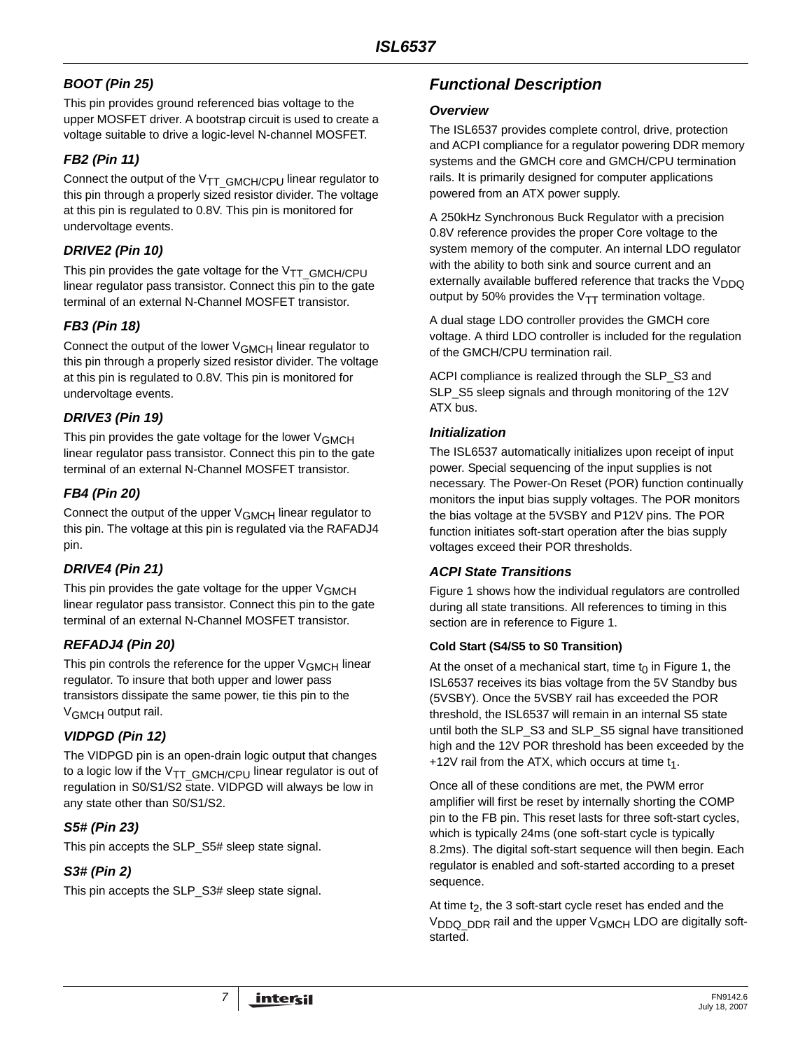### BOOT (Pin 25)

This pin provides ground referenced bias voltage to the upper MOSFET driver. A bootstrap circuit is used to create a voltage suitable to drive a logic-level N-channel MOSFET.

### FB2 (Pin 11)

Connect the output of the $V_{TT\_GMCH/CPU}$ linear regulator to this pin through a properly sized resistor divider. The voltage at this pin is regulated to 0.8V. This pin is monitored for undervoltage events.

### DRIVE2 (Pin 10)

This pin provides the gate voltage for the $V_{TT\_GMCH/CPU}$ linear regulator pass transistor. Connect this pin to the gate terminal of an external N-Channel MOSFET transistor.

### FB3 (Pin 18)

Connect the output of the lower $V_{GMCH}$ linear regulator to this pin through a properly sized resistor divider. The voltage at this pin is regulated to 0.8V. This pin is monitored for undervoltage events.

### DRIVE3 (Pin 19)

This pin provides the gate voltage for the lower $V_{GMCH}$ linear regulator pass transistor. Connect this pin to the gate terminal of an external N-Channel MOSFET transistor.

### FB4 (Pin 20)

Connect the output of the upper $V_{GMCH}$ linear regulator to this pin. The voltage at this pin is regulated via the RAFADJ4 pin.

### DRIVE4 (Pin 21)

This pin provides the gate voltage for the upper $V_{GMCH}$ linear regulator pass transistor. Connect this pin to the gate terminal of an external N-Channel MOSFET transistor.

### REFADJ4 (Pin 20)

This pin controls the reference for the upper $V_{GMCH}$ linear regulator. To insure that both upper and lower pass transistors dissipate the same power, tie this pin to the $V_{GMCH}$ output rail.

### VIDPGD (Pin 12)

The VIDPGD pin is an open-drain logic output that changes to a logic low if the $V_{TT\_GMCH/CPU}$ linear regulator is out of regulation in S0/S1/S2 state. VIDPGD will always be low in any state other than S0/S1/S2.

### S5# (Pin 23)

This pin accepts the SLP_S5# sleep state signal.

### S3# (Pin 2)

This pin accepts the SLP_S3# sleep state signal.

## Functional Description

### Overview

The ISL6537 provides complete control, drive, protection and ACPI compliance for a regulator powering DDR memory systems and the GMCH core and GMCH/CPU termination rails. It is primarily designed for computer applications powered from an ATX power supply.

A 250kHz Synchronous Buck Regulator with a precision 0.8V reference provides the proper Core voltage to the system memory of the computer. An internal LDO regulator with the ability to both sink and source current and an externally available buffered reference that tracks the $V_{DDQ}$ output by 50% provides the $V_{TT}$ termination voltage.

A dual stage LDO controller provides the GMCH core voltage. A third LDO controller is included for the regulation of the GMCH/CPU termination rail.

ACPI compliance is realized through the SLP_S3 and SLP_S5 sleep signals and through monitoring of the 12V ATX bus.

### Initialization

The ISL6537 automatically initializes upon receipt of input power. Special sequencing of the input supplies is not necessary. The Power-On Reset (POR) function continually monitors the input bias supply voltages. The POR monitors the bias voltage at the 5VSBY and P12V pins. The POR function initiates soft-start operation after the bias supply voltages exceed their POR thresholds.

### ACPI State Transitions

Figure 1 shows how the individual regulators are controlled during all state transitions. All references to timing in this section are in reference to Figure 1.

**Cold Start (S4/S5 to S0 Transition)**

At the onset of a mechanical start, time $t_0$ in Figure 1, the ISL6537 receives its bias voltage from the 5V Standby bus (5VSBY). Once the 5VSBY rail has exceeded the POR threshold, the ISL6537 will remain in an internal S5 state until both the SLP_S3 and SLP_S5 signal have transitioned high and the 12V POR threshold has been exceeded by the +12V rail from the ATX, which occurs at time $t_1$.

Once all of these conditions are met, the PWM error amplifier will first be reset by internally shorting the COMP pin to the FB pin. This reset lasts for three soft-start cycles, which is typically 24ms (one soft-start cycle is typically 8.2ms). The digital soft-start sequence will then begin. Each regulator is enabled and soft-started according to a preset sequence.

At time $t_2$, the 3 soft-start cycle reset has ended and the $V_{DDQ\_DDR}$ rail and the upper $V_{GMCH}$ LDO are digitally soft-started.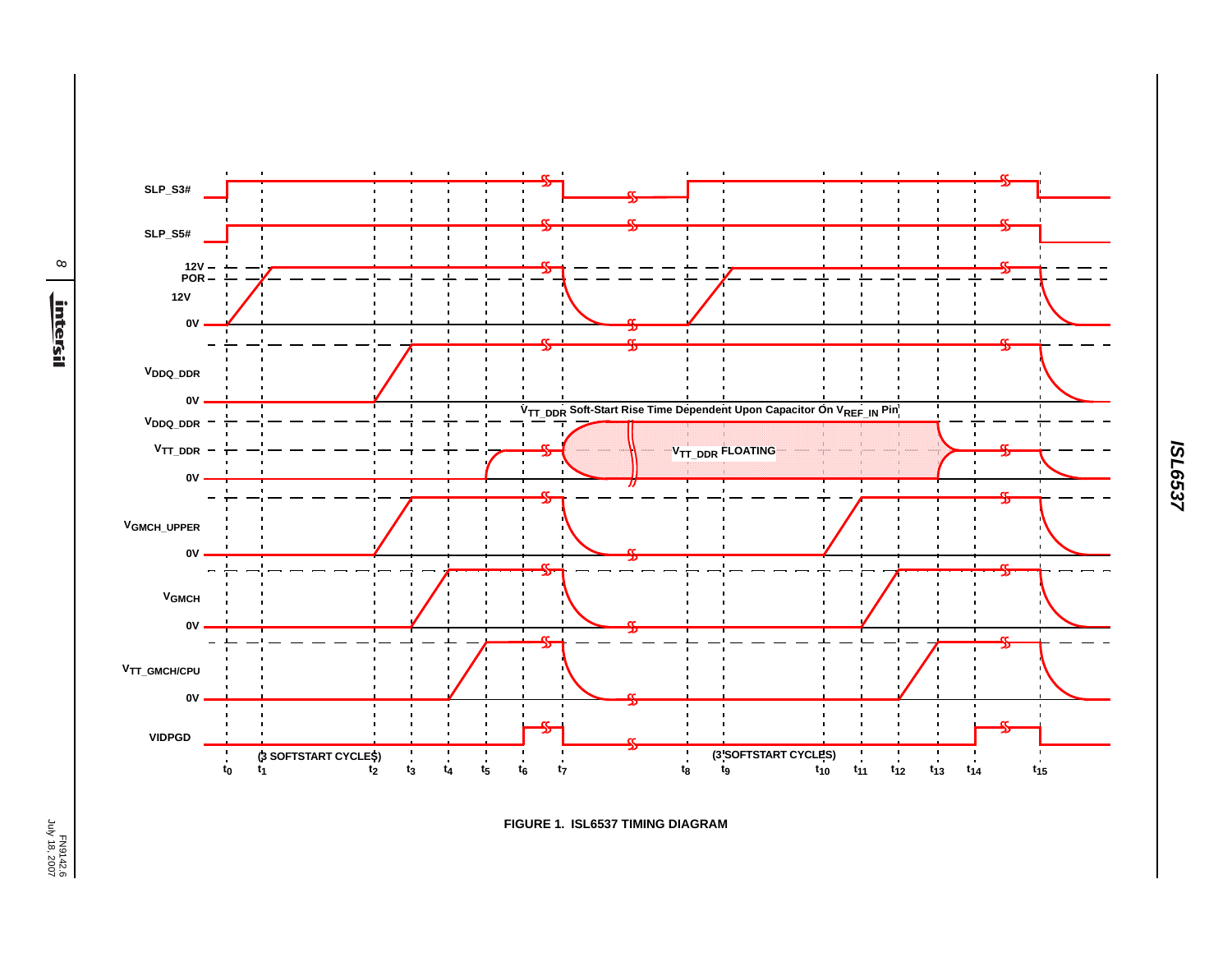**FIGURE 1. ISL6537 TIMING DIAGRAM**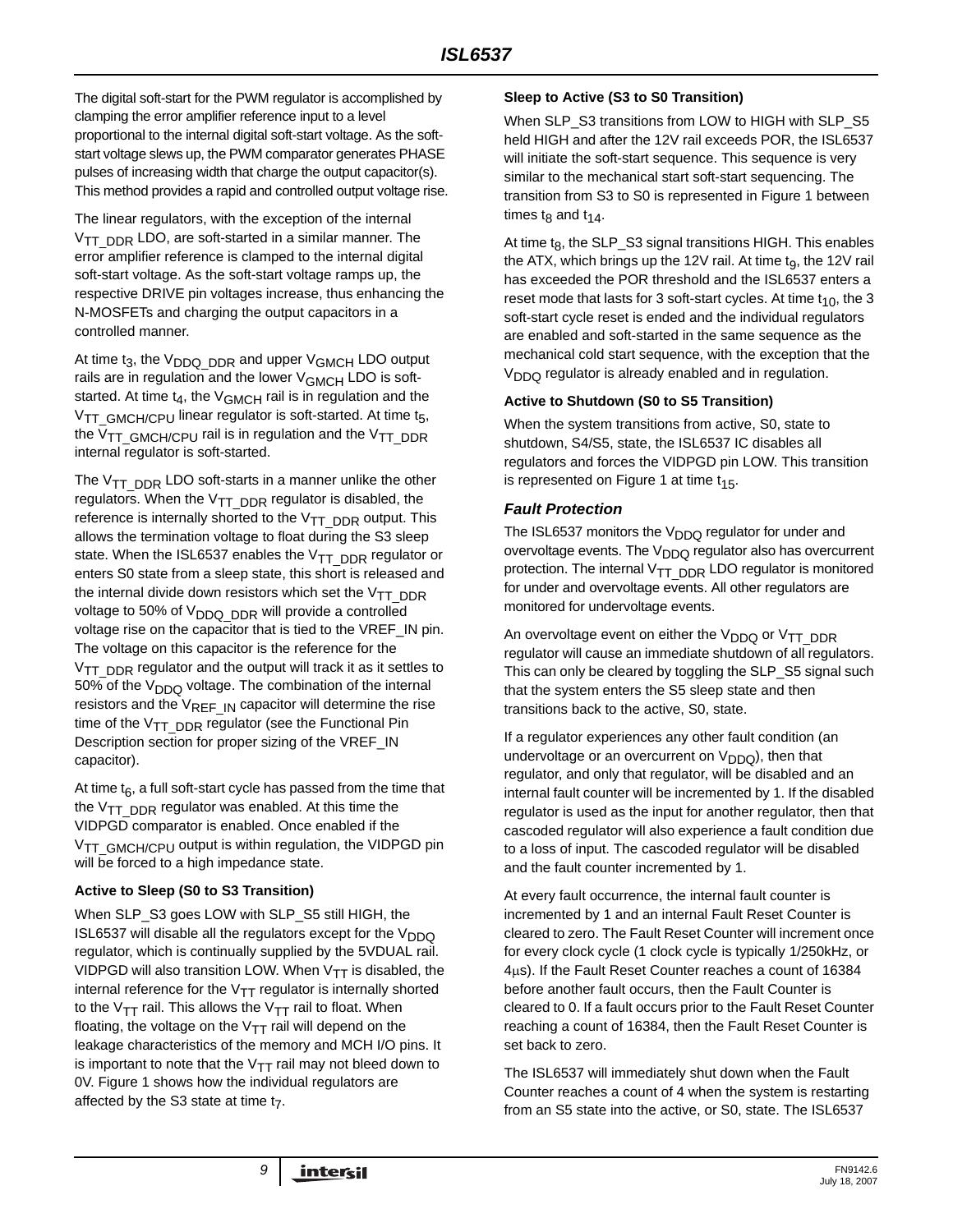The digital soft-start for the PWM regulator is accomplished by clamping the error amplifier reference input to a level proportional to the internal digital soft-start voltage. As the soft-start voltage slews up, the PWM comparator generates PHASE pulses of increasing width that charge the output capacitor(s). This method provides a rapid and controlled output voltage rise.

The linear regulators, with the exception of the internal $V_{TT\_DDR}$ LDO, are soft-started in a similar manner. The error amplifier reference is clamped to the internal digital soft-start voltage. As the soft-start voltage ramps up, the respective DRIVE pin voltages increase, thus enhancing the N-MOSFETs and charging the output capacitors in a controlled manner.

At time $t_3$, the $V_{DDQ\_DDR}$ and upper $V_{GMCH}$ LDO output rails are in regulation and the lower $V_{GMCH}$ LDO is soft-started. At time $t_4$, the $V_{GMCH}$ rail is in regulation and the $V_{TT\_GMCH/CPU}$ linear regulator is soft-started. At time $t_5$, the $V_{TT\_GMCH/CPU}$ rail is in regulation and the $V_{TT\_DDR}$ internal regulator is soft-started.

The $V_{TT\_DDR}$ LDO soft-starts in a manner unlike the other regulators. When the $V_{TT\_DDR}$ regulator is disabled, the reference is internally shorted to the $V_{TT\_DDR}$ output. This allows the termination voltage to float during the S3 sleep state. When the ISL6537 enables the $V_{TT\_DDR}$ regulator or enters S0 state from a sleep state, this short is released and the internal divide down resistors which set the $V_{TT\_DDR}$ voltage to 50% of $V_{DDQ\_DDR}$ will provide a controlled voltage rise on the capacitor that is tied to the VREF_IN pin. The voltage on this capacitor is the reference for the $V_{TT\_DDR}$ regulator and the output will track it as it settles to 50% of the $V_{DDQ}$ voltage. The combination of the internal resistors and the $V_{REF\_IN}$ capacitor will determine the rise time of the $V_{TT\_DDR}$ regulator (see the Functional Pin Description section for proper sizing of the VREF_IN capacitor).

At time $t_6$, a full soft-start cycle has passed from the time that the $V_{TT\_DDR}$ regulator was enabled. At this time the VIDPGD comparator is enabled. Once enabled if the $V_{TT\_GMCH/CPU}$ output is within regulation, the VIDPGD pin will be forced to a high impedance state.

**Active to Sleep (S0 to S3 Transition)**

When SLP_S3 goes LOW with SLP_S5 still HIGH, the ISL6537 will disable all the regulators except for the $V_{DDQ}$ regulator, which is continually supplied by the 5VDUAL rail. VIDPGD will also transition LOW. When $V_{TT}$ is disabled, the internal reference for the $V_{TT}$ regulator is internally shorted to the $V_{TT}$ rail. This allows the $V_{TT}$ rail to float. When floating, the voltage on the $V_{TT}$ rail will depend on the leakage characteristics of the memory and MCH I/O pins. It is important to note that the $V_{TT}$ rail may not bleed down to 0V. Figure 1 shows how the individual regulators are affected by the S3 state at time $t_7$.

**Sleep to Active (S3 to S0 Transition)**

When SLP_S3 transitions from LOW to HIGH with SLP_S5 held HIGH and after the 12V rail exceeds POR, the ISL6537 will initiate the soft-start sequence. This sequence is very similar to the mechanical start soft-start sequencing. The transition from S3 to S0 is represented in Figure 1 between times $t_8$ and $t_{14}$.

At time $t_8$, the SLP_S3 signal transitions HIGH. This enables the ATX, which brings up the 12V rail. At time $t_9$, the 12V rail has exceeded the POR threshold and the ISL6537 enters a reset mode that lasts for 3 soft-start cycles. At time $t_{10}$, the 3 soft-start cycle reset is ended and the individual regulators are enabled and soft-started in the same sequence as the mechanical cold start sequence, with the exception that the $V_{DDQ}$ regulator is already enabled and in regulation.

**Active to Shutdown (S0 to S5 Transition)**

When the system transitions from active, S0, state to shutdown, S4/S5, state, the ISL6537 IC disables all regulators and forces the VIDPGD pin LOW. This transition is represented on Figure 1 at time $t_{15}$.

### *Fault Protection*

The ISL6537 monitors the $V_{DDQ}$ regulator for under and overvoltage events. The $V_{DDQ}$ regulator also has overcurrent protection. The internal $V_{TT\_DDR}$ LDO regulator is monitored for under and overvoltage events. All other regulators are monitored for undervoltage events.

An overvoltage event on either the $V_{DDQ}$ or $V_{TT\_DDR}$ regulator will cause an immediate shutdown of all regulators. This can only be cleared by toggling the SLP_S5 signal such that the system enters the S5 sleep state and then transitions back to the active, S0, state.

If a regulator experiences any other fault condition (an undervoltage or an overcurrent on $V_{DDQ}$), then that regulator, and only that regulator, will be disabled and an internal fault counter will be incremented by 1. If the disabled regulator is used as the input for another regulator, then that cascoded regulator will also experience a fault condition due to a loss of input. The cascoded regulator will be disabled and the fault counter incremented by 1.

At every fault occurrence, the internal fault counter is incremented by 1 and an internal Fault Reset Counter is cleared to zero. The Fault Reset Counter will increment once for every clock cycle (1 clock cycle is typically 1/250kHz, or 4μs). If the Fault Reset Counter reaches a count of 16384 before another fault occurs, then the Fault Counter is cleared to 0. If a fault occurs prior to the Fault Reset Counter reaching a count of 16384, then the Fault Reset Counter is set back to zero.

The ISL6537 will immediately shut down when the Fault Counter reaches a count of 4 when the system is restarting from an S5 state into the active, or S0, state. The ISL6537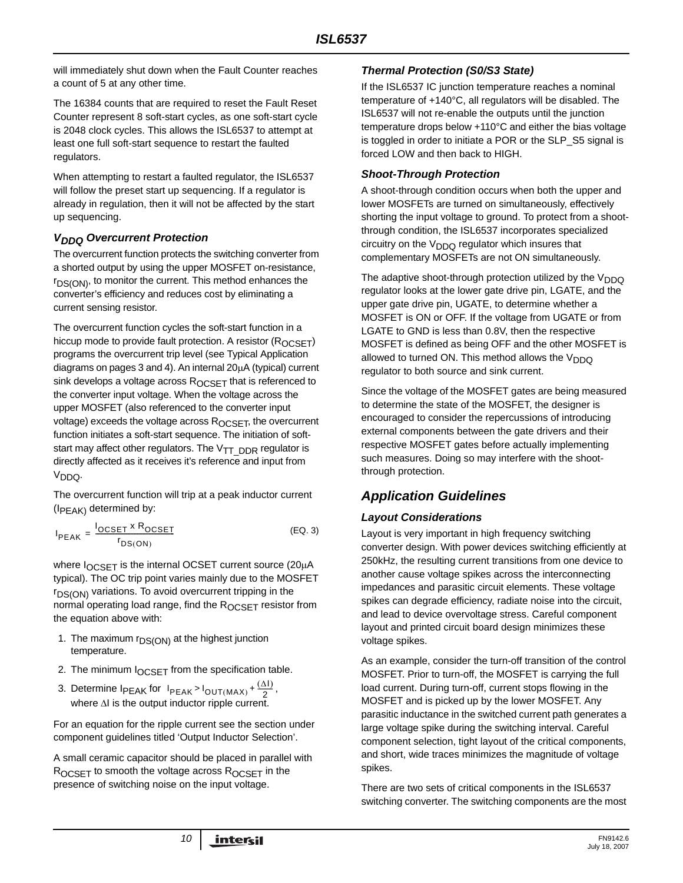will immediately shut down when the Fault Counter reaches a count of 5 at any other time.

The 16384 counts that are required to reset the Fault Reset Counter represent 8 soft-start cycles, as one soft-start cycle is 2048 clock cycles. This allows the ISL6537 to attempt at least one full soft-start sequence to restart the faulted regulators.

When attempting to restart a faulted regulator, the ISL6537 will follow the preset start up sequencing. If a regulator is already in regulation, then it will not be affected by the start up sequencing.

### $V_{DDQ}$ Overcurrent Protection

The overcurrent function protects the switching converter from a shorted output by using the upper MOSFET on-resistance, $r_{DS(ON)}$, to monitor the current. This method enhances the converter's efficiency and reduces cost by eliminating a current sensing resistor.

The overcurrent function cycles the soft-start function in a hiccup mode to provide fault protection. A resistor ($R_{OCSET}$) programs the overcurrent trip level (see Typical Application diagrams on pages 3 and 4). An internal 20μA (typical) current sink develops a voltage across $R_{OCSET}$ that is referenced to the converter input voltage. When the voltage across the upper MOSFET (also referenced to the converter input voltage) exceeds the voltage across $R_{OCSET}$, the overcurrent function initiates a soft-start sequence. The initiation of soft-start may affect other regulators. The $V_{TT\_DDR}$ regulator is directly affected as it receives it's reference and input from $V_{DDQ}$.

The overcurrent function will trip at a peak inductor current ($I_{PEAK}$) determined by:

$$I_{PEAK} = \frac{I_{OCSET} \times R_{OCSET}}{r_{DS(ON)}} \qquad \text{(EQ. 3)}$$

where $I_{OCSET}$ is the internal OCSET current source (20μA typical). The OC trip point varies mainly due to the MOSFET $r_{DS(ON)}$ variations. To avoid overcurrent tripping in the normal operating load range, find the $R_{OCSET}$ resistor from the equation above with:

1. The maximum $r_{DS(ON)}$ at the highest junction temperature.
2. The minimum $I_{OCSET}$ from the specification table.
3. Determine $I_{PEAK}$ for $I_{PEAK} > I_{OUT(MAX)} + \frac{(\Delta I)}{2}$, where $\Delta I$ is the output inductor ripple current.

For an equation for the ripple current see the section under component guidelines titled 'Output Inductor Selection'.

A small ceramic capacitor should be placed in parallel with $R_{OCSET}$ to smooth the voltage across $R_{OCSET}$ in the presence of switching noise on the input voltage.

### Thermal Protection (S0/S3 State)

If the ISL6537 IC junction temperature reaches a nominal temperature of +140°C, all regulators will be disabled. The ISL6537 will not re-enable the outputs until the junction temperature drops below +110°C and either the bias voltage is toggled in order to initiate a POR or the SLP_S5 signal is forced LOW and then back to HIGH.

### Shoot-Through Protection

A shoot-through condition occurs when both the upper and lower MOSFETs are turned on simultaneously, effectively shorting the input voltage to ground. To protect from a shoot-through condition, the ISL6537 incorporates specialized circuitry on the $V_{DDQ}$ regulator which insures that complementary MOSFETs are not ON simultaneously.

The adaptive shoot-through protection utilized by the $V_{DDQ}$ regulator looks at the lower gate drive pin, LGATE, and the upper gate drive pin, UGATE, to determine whether a MOSFET is ON or OFF. If the voltage from UGATE or from LGATE to GND is less than 0.8V, then the respective MOSFET is defined as being OFF and the other MOSFET is allowed to turned ON. This method allows the $V_{DDQ}$ regulator to both source and sink current.

Since the voltage of the MOSFET gates are being measured to determine the state of the MOSFET, the designer is encouraged to consider the repercussions of introducing external components between the gate drivers and their respective MOSFET gates before actually implementing such measures. Doing so may interfere with the shoot-through protection.

## Application Guidelines

### Layout Considerations

Layout is very important in high frequency switching converter design. With power devices switching efficiently at 250kHz, the resulting current transitions from one device to another cause voltage spikes across the interconnecting impedances and parasitic circuit elements. These voltage spikes can degrade efficiency, radiate noise into the circuit, and lead to device overvoltage stress. Careful component layout and printed circuit board design minimizes these voltage spikes.

As an example, consider the turn-off transition of the control MOSFET. Prior to turn-off, the MOSFET is carrying the full load current. During turn-off, current stops flowing in the MOSFET and is picked up by the lower MOSFET. Any parasitic inductance in the switched current path generates a large voltage spike during the switching interval. Careful component selection, tight layout of the critical components, and short, wide traces minimizes the magnitude of voltage spikes.

There are two sets of critical components in the ISL6537 switching converter. The switching components are the most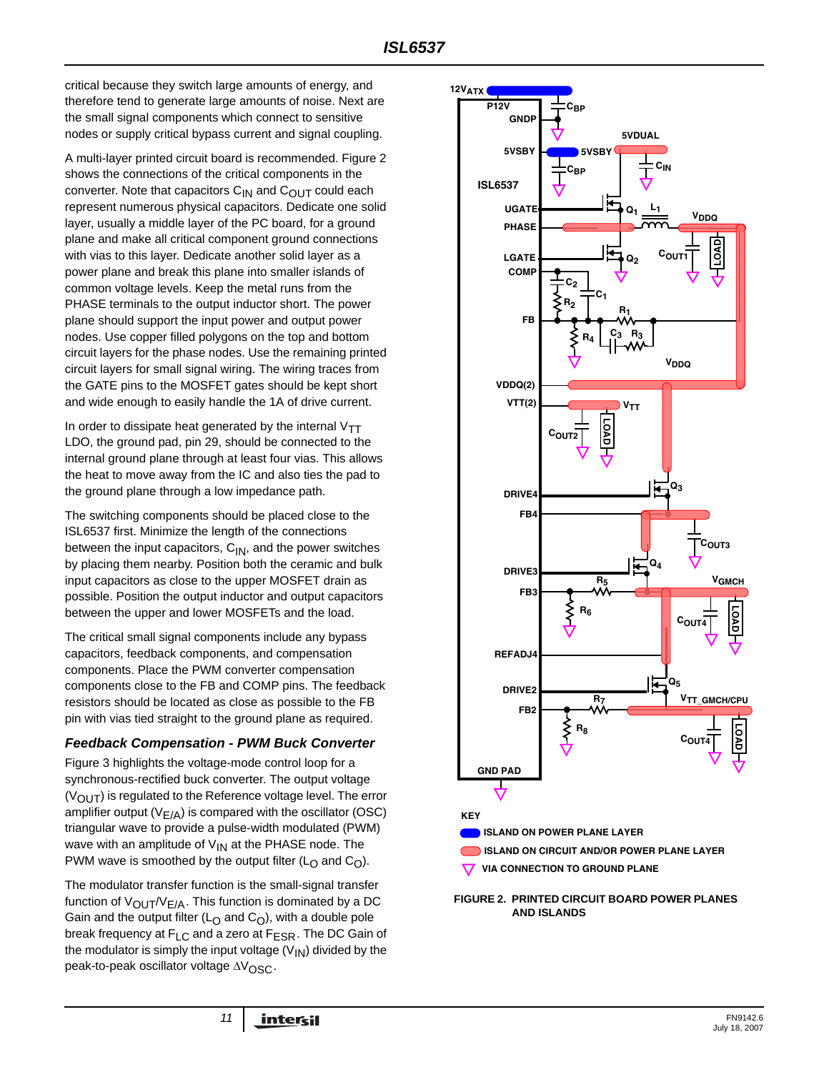critical because they switch large amounts of energy, and therefore tend to generate large amounts of noise. Next are the small signal components which connect to sensitive nodes or supply critical bypass current and signal coupling.

A multi-layer printed circuit board is recommended. Figure 2 shows the connections of the critical components in the converter. Note that capacitors $C_{IN}$ and $C_{OUT}$ could each represent numerous physical capacitors. Dedicate one solid layer, usually a middle layer of the PC board, for a ground plane and make all critical component ground connections with vias to this layer. Dedicate another solid layer as a power plane and break this plane into smaller islands of common voltage levels. Keep the metal runs from the PHASE terminals to the output inductor short. The power plane should support the input power and output power nodes. Use copper filled polygons on the top and bottom circuit layers for the phase nodes. Use the remaining printed circuit layers for small signal wiring. The wiring traces from the GATE pins to the MOSFET gates should be kept short and wide enough to easily handle the 1A of drive current.

In order to dissipate heat generated by the internal $V_{TT}$ LDO, the ground pad, pin 29, should be connected to the internal ground plane through at least four vias. This allows the heat to move away from the IC and also ties the pad to the ground plane through a low impedance path.

The switching components should be placed close to the ISL6537 first. Minimize the length of the connections between the input capacitors, $C_{IN}$, and the power switches by placing them nearby. Position both the ceramic and bulk input capacitors as close to the upper MOSFET drain as possible. Position the output inductor and output capacitors between the upper and lower MOSFETs and the load.

The critical small signal components include any bypass capacitors, feedback components, and compensation components. Place the PWM converter compensation components close to the FB and COMP pins. The feedback resistors should be located as close as possible to the FB pin with vias tied straight to the ground plane as required.

### *Feedback Compensation - PWM Buck Converter*

Figure 3 highlights the voltage-mode control loop for a synchronous-rectified buck converter. The output voltage ($V_{OUT}$) is regulated to the Reference voltage level. The error amplifier output ($V_{E/A}$) is compared with the oscillator (OSC) triangular wave to provide a pulse-width modulated (PWM) wave with an amplitude of $V_{IN}$ at the PHASE node. The PWM wave is smoothed by the output filter ($L_O$ and $C_O$).

The modulator transfer function is the small-signal transfer function of $V_{OUT}/V_{E/A}$. This function is dominated by a DC Gain and the output filter ($L_O$ and $C_O$), with a double pole break frequency at $F_{LC}$ and a zero at $F_{ESR}$. The DC Gain of the modulator is simply the input voltage ($V_{IN}$) divided by the peak-to-peak oscillator voltage $\Delta V_{OSC}$.

KEY
- ISLAND ON POWER PLANE LAYER
- ISLAND ON CIRCUIT AND/OR POWER PLANE LAYER
- VIA CONNECTION TO GROUND PLANE

**FIGURE 2. PRINTED CIRCUIT BOARD POWER PLANES AND ISLANDS**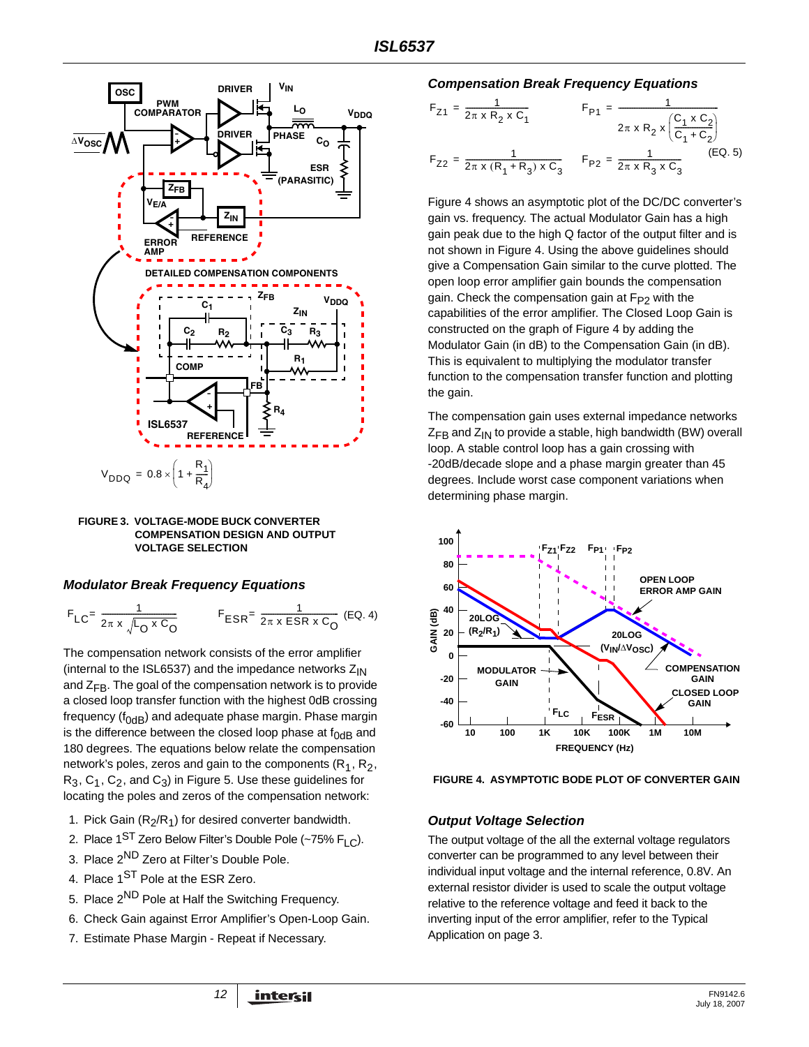$$V_{DDQ} = 0.8 \times \left(1 + \frac{R_1}{R_4}\right)$$

**FIGURE 3. VOLTAGE-MODE BUCK CONVERTER COMPENSATION DESIGN AND OUTPUT VOLTAGE SELECTION**

### *Modulator Break Frequency Equations*

$$F_{LC} = \frac{1}{2\pi \times \sqrt{L_O \times C_O}} \qquad F_{ESR} = \frac{1}{2\pi \times ESR \times C_O} \quad \text{(EQ. 4)}$$

The compensation network consists of the error amplifier (internal to the ISL6537) and the impedance networks $Z_{IN}$ and $Z_{FB}$. The goal of the compensation network is to provide a closed loop transfer function with the highest 0dB crossing frequency ($f_{0dB}$) and adequate phase margin. Phase margin is the difference between the closed loop phase at $f_{0dB}$ and 180 degrees. The equations below relate the compensation network's poles, zeros and gain to the components ($R_1$, $R_2$, $R_3$, $C_1$, $C_2$, and $C_3$) in Figure 5. Use these guidelines for locating the poles and zeros of the compensation network:

1. Pick Gain ($R_2/R_1$) for desired converter bandwidth.
2. Place 1ST Zero Below Filter's Double Pole (~75% $F_{LC}$).
3. Place 2ND Zero at Filter's Double Pole.
4. Place 1ST Pole at the ESR Zero.
5. Place 2ND Pole at Half the Switching Frequency.
6. Check Gain against Error Amplifier's Open-Loop Gain.
7. Estimate Phase Margin - Repeat if Necessary.

### *Compensation Break Frequency Equations*

$$F_{Z1} = \frac{1}{2\pi \times R_2 \times C_1} \qquad F_{P1} = \frac{1}{2\pi \times R_2 \times \left(\frac{C_1 \times C_2}{C_1 + C_2}\right)}$$

$$F_{Z2} = \frac{1}{2\pi \times (R_1 + R_3) \times C_3} \qquad F_{P2} = \frac{1}{2\pi \times R_3 \times C_3} \quad \text{(EQ. 5)}$$

Figure 4 shows an asymptotic plot of the DC/DC converter's gain vs. frequency. The actual Modulator Gain has a high gain peak due to the high Q factor of the output filter and is not shown in Figure 4. Using the above guidelines should give a Compensation Gain similar to the curve plotted. The open loop error amplifier gain bounds the compensation gain. Check the compensation gain at $F_{P2}$ with the capabilities of the error amplifier. The Closed Loop Gain is constructed on the graph of Figure 4 by adding the Modulator Gain (in dB) to the Compensation Gain (in dB). This is equivalent to multiplying the modulator transfer function to the compensation transfer function and plotting the gain.

The compensation gain uses external impedance networks $Z_{FB}$ and $Z_{IN}$ to provide a stable, high bandwidth (BW) overall loop. A stable control loop has a gain crossing with -20dB/decade slope and a phase margin greater than 45 degrees. Include worst case component variations when determining phase margin.

**FIGURE 4. ASYMPTOTIC BODE PLOT OF CONVERTER GAIN**

### *Output Voltage Selection*

The output voltage of the all the external voltage regulators converter can be programmed to any level between their individual input voltage and the internal reference, 0.8V. An external resistor divider is used to scale the output voltage relative to the reference voltage and feed it back to the inverting input of the error amplifier, refer to the Typical Application on page 3.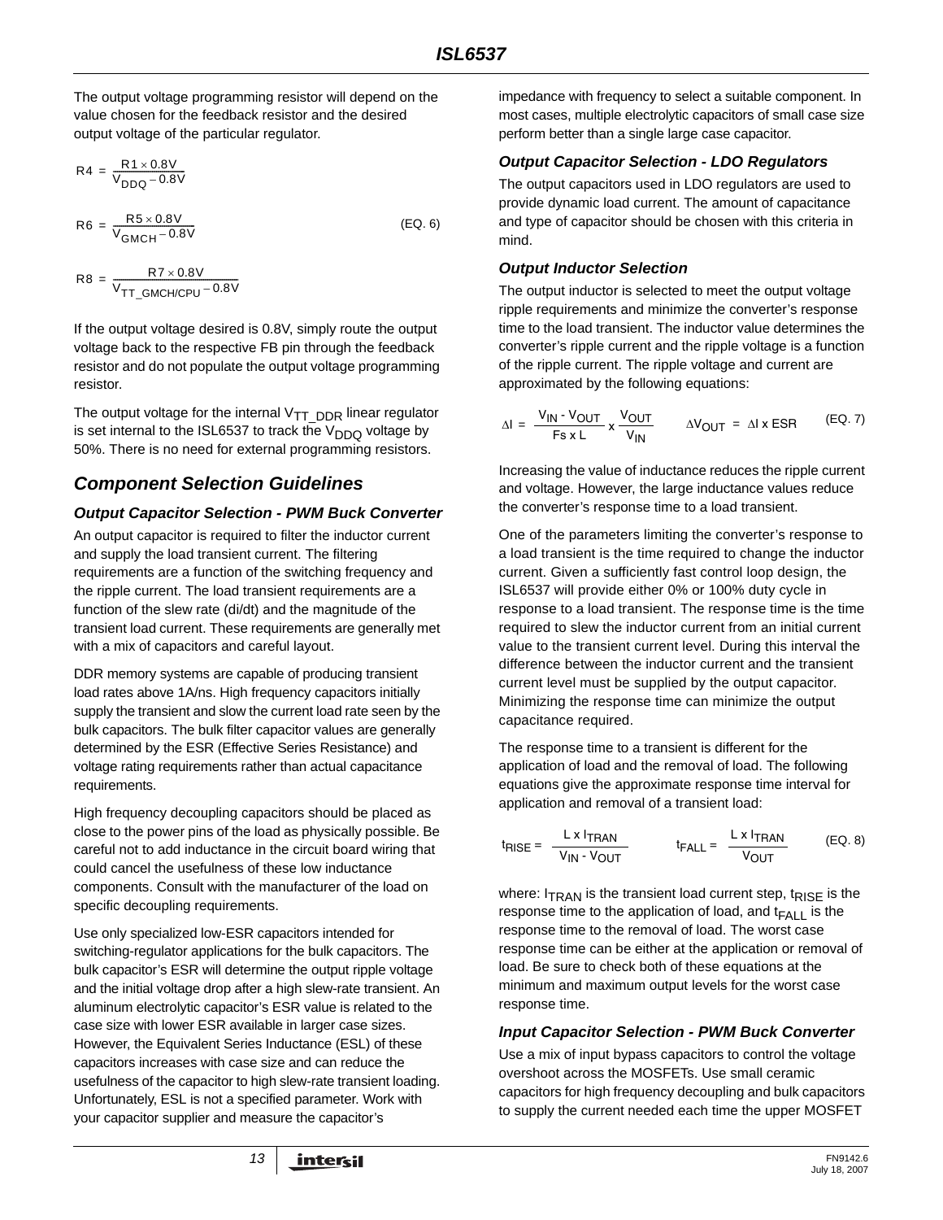The output voltage programming resistor will depend on the value chosen for the feedback resistor and the desired output voltage of the particular regulator.

$$R4 = \frac{R1 \times 0.8V}{V_{DDQ} - 0.8V}$$

$$R6 = \frac{R5 \times 0.8V}{V_{GMCH} - 0.8V} \qquad \text{(EQ. 6)}$$

$$R8 = \frac{R7 \times 0.8V}{V_{TT\_GMCH/CPU} - 0.8V}$$

If the output voltage desired is 0.8V, simply route the output voltage back to the respective FB pin through the feedback resistor and do not populate the output voltage programming resistor.

The output voltage for the internal $V_{TT\_DDR}$ linear regulator is set internal to the ISL6537 to track the $V_{DDQ}$ voltage by 50%. There is no need for external programming resistors.

## *Component Selection Guidelines*

### *Output Capacitor Selection - PWM Buck Converter*

An output capacitor is required to filter the inductor current and supply the load transient current. The filtering requirements are a function of the switching frequency and the ripple current. The load transient requirements are a function of the slew rate (di/dt) and the magnitude of the transient load current. These requirements are generally met with a mix of capacitors and careful layout.

DDR memory systems are capable of producing transient load rates above 1A/ns. High frequency capacitors initially supply the transient and slow the current load rate seen by the bulk capacitors. The bulk filter capacitor values are generally determined by the ESR (Effective Series Resistance) and voltage rating requirements rather than actual capacitance requirements.

High frequency decoupling capacitors should be placed as close to the power pins of the load as physically possible. Be careful not to add inductance in the circuit board wiring that could cancel the usefulness of these low inductance components. Consult with the manufacturer of the load on specific decoupling requirements.

Use only specialized low-ESR capacitors intended for switching-regulator applications for the bulk capacitors. The bulk capacitor's ESR will determine the output ripple voltage and the initial voltage drop after a high slew-rate transient. An aluminum electrolytic capacitor's ESR value is related to the case size with lower ESR available in larger case sizes. However, the Equivalent Series Inductance (ESL) of these capacitors increases with case size and can reduce the usefulness of the capacitor to high slew-rate transient loading. Unfortunately, ESL is not a specified parameter. Work with your capacitor supplier and measure the capacitor's impedance with frequency to select a suitable component. In most cases, multiple electrolytic capacitors of small case size perform better than a single large case capacitor.

### *Output Capacitor Selection - LDO Regulators*

The output capacitors used in LDO regulators are used to provide dynamic load current. The amount of capacitance and type of capacitor should be chosen with this criteria in mind.

### *Output Inductor Selection*

The output inductor is selected to meet the output voltage ripple requirements and minimize the converter's response time to the load transient. The inductor value determines the converter's ripple current and the ripple voltage is a function of the ripple current. The ripple voltage and current are approximated by the following equations:

$$\Delta I = \frac{V_{IN} - V_{OUT}}{Fs \times L} \times \frac{V_{OUT}}{V_{IN}} \qquad \Delta V_{OUT} = \Delta I \times ESR \qquad \text{(EQ. 7)}$$

Increasing the value of inductance reduces the ripple current and voltage. However, the large inductance values reduce the converter's response time to a load transient.

One of the parameters limiting the converter's response to a load transient is the time required to change the inductor current. Given a sufficiently fast control loop design, the ISL6537 will provide either 0% or 100% duty cycle in response to a load transient. The response time is the time required to slew the inductor current from an initial current value to the transient current level. During this interval the difference between the inductor current and the transient current level must be supplied by the output capacitor. Minimizing the response time can minimize the output capacitance required.

The response time to a transient is different for the application of load and the removal of load. The following equations give the approximate response time interval for application and removal of a transient load:

$$t_{RISE} = \frac{L \times I_{TRAN}}{V_{IN} - V_{OUT}} \qquad t_{FALL} = \frac{L \times I_{TRAN}}{V_{OUT}} \qquad \text{(EQ. 8)}$$

where: $I_{TRAN}$ is the transient load current step, $t_{RISE}$ is the response time to the application of load, and $t_{FALL}$ is the response time to the removal of load. The worst case response time can be either at the application or removal of load. Be sure to check both of these equations at the minimum and maximum output levels for the worst case response time.

### *Input Capacitor Selection - PWM Buck Converter*

Use a mix of input bypass capacitors to control the voltage overshoot across the MOSFETs. Use small ceramic capacitors for high frequency decoupling and bulk capacitors to supply the current needed each time the upper MOSFET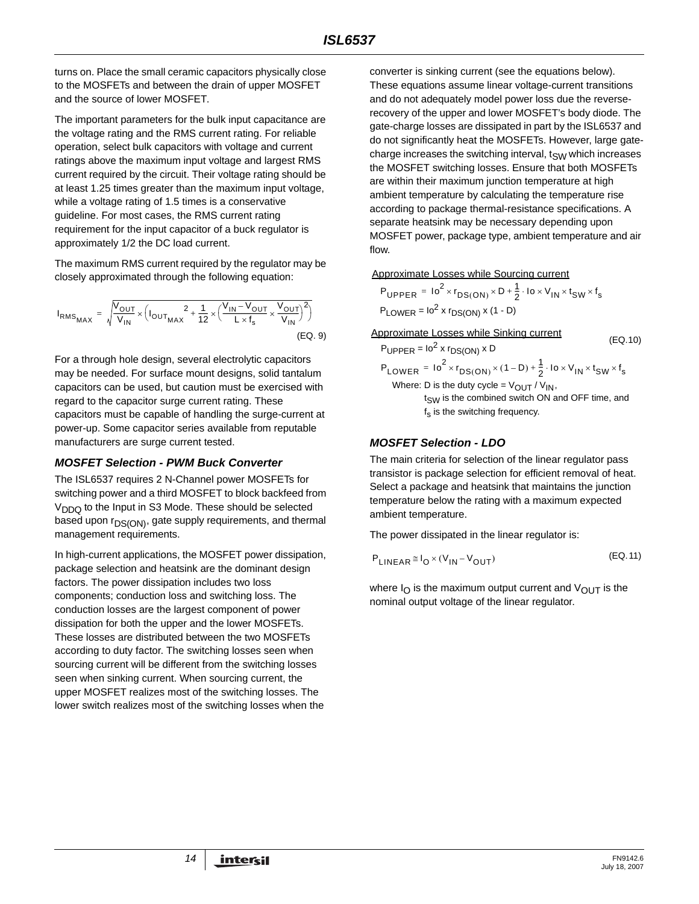turns on. Place the small ceramic capacitors physically close to the MOSFETs and between the drain of upper MOSFET and the source of lower MOSFET.

The important parameters for the bulk input capacitance are the voltage rating and the RMS current rating. For reliable operation, select bulk capacitors with voltage and current ratings above the maximum input voltage and largest RMS current required by the circuit. Their voltage rating should be at least 1.25 times greater than the maximum input voltage, while a voltage rating of 1.5 times is a conservative guideline. For most cases, the RMS current rating requirement for the input capacitor of a buck regulator is approximately 1/2 the DC load current.

The maximum RMS current required by the regulator may be closely approximated through the following equation:

$$I_{RMS_{MAX}} = \sqrt{\frac{V_{OUT}}{V_{IN}} \times \left(I_{OUT_{MAX}}{}^2 + \frac{1}{12} \times \left(\frac{V_{IN} - V_{OUT}}{L \times f_s} \times \frac{V_{OUT}}{V_{IN}}\right)^2\right)} \quad \text{(EQ. 9)}$$

For a through hole design, several electrolytic capacitors may be needed. For surface mount designs, solid tantalum capacitors can be used, but caution must be exercised with regard to the capacitor surge current rating. These capacitors must be capable of handling the surge-current at power-up. Some capacitor series available from reputable manufacturers are surge current tested.

### *MOSFET Selection - PWM Buck Converter*

The ISL6537 requires 2 N-Channel power MOSFETs for switching power and a third MOSFET to block backfeed from $V_{DDQ}$ to the Input in S3 Mode. These should be selected based upon $r_{DS(ON)}$, gate supply requirements, and thermal management requirements.

In high-current applications, the MOSFET power dissipation, package selection and heatsink are the dominant design factors. The power dissipation includes two loss components; conduction loss and switching loss. The conduction losses are the largest component of power dissipation for both the upper and the lower MOSFETs. These losses are distributed between the two MOSFETs according to duty factor. The switching losses seen when sourcing current will be different from the switching losses seen when sinking current. When sourcing current, the upper MOSFET realizes most of the switching losses. The lower switch realizes most of the switching losses when the converter is sinking current (see the equations below). These equations assume linear voltage-current transitions and do not adequately model power loss due the reverse-recovery of the upper and lower MOSFET's body diode. The gate-charge losses are dissipated in part by the ISL6537 and do not significantly heat the MOSFETs. However, large gate-charge increases the switching interval, $t_{SW}$ which increases the MOSFET switching losses. Ensure that both MOSFETs are within their maximum junction temperature at high ambient temperature by calculating the temperature rise according to package thermal-resistance specifications. A separate heatsink may be necessary depending upon MOSFET power, package type, ambient temperature and air flow.

Approximate Losses while Sourcing current

$$P_{UPPER} = Io^2 \times r_{DS(ON)} \times D + \frac{1}{2} \cdot Io \times V_{IN} \times t_{SW} \times f_s$$

$$P_{LOWER} = Io^2 \times r_{DS(ON)} \times (1 - D)$$

Approximate Losses while Sinking current (EQ.10)

$$P_{UPPER} = Io^2 \times r_{DS(ON)} \times D$$

$$P_{LOWER} = Io^2 \times r_{DS(ON)} \times (1 - D) + \frac{1}{2} \cdot Io \times V_{IN} \times t_{SW} \times f_s$$

Where: D is the duty cycle = $V_{OUT} / V_{IN}$,
$t_{SW}$ is the combined switch ON and OFF time, and
$f_s$ is the switching frequency.

### *MOSFET Selection - LDO*

The main criteria for selection of the linear regulator pass transistor is package selection for efficient removal of heat. Select a package and heatsink that maintains the junction temperature below the rating with a maximum expected ambient temperature.

The power dissipated in the linear regulator is:

$$P_{LINEAR} \cong I_O \times (V_{IN} - V_{OUT}) \quad \text{(EQ. 11)}$$

where $I_O$ is the maximum output current and $V_{OUT}$ is the nominal output voltage of the linear regulator.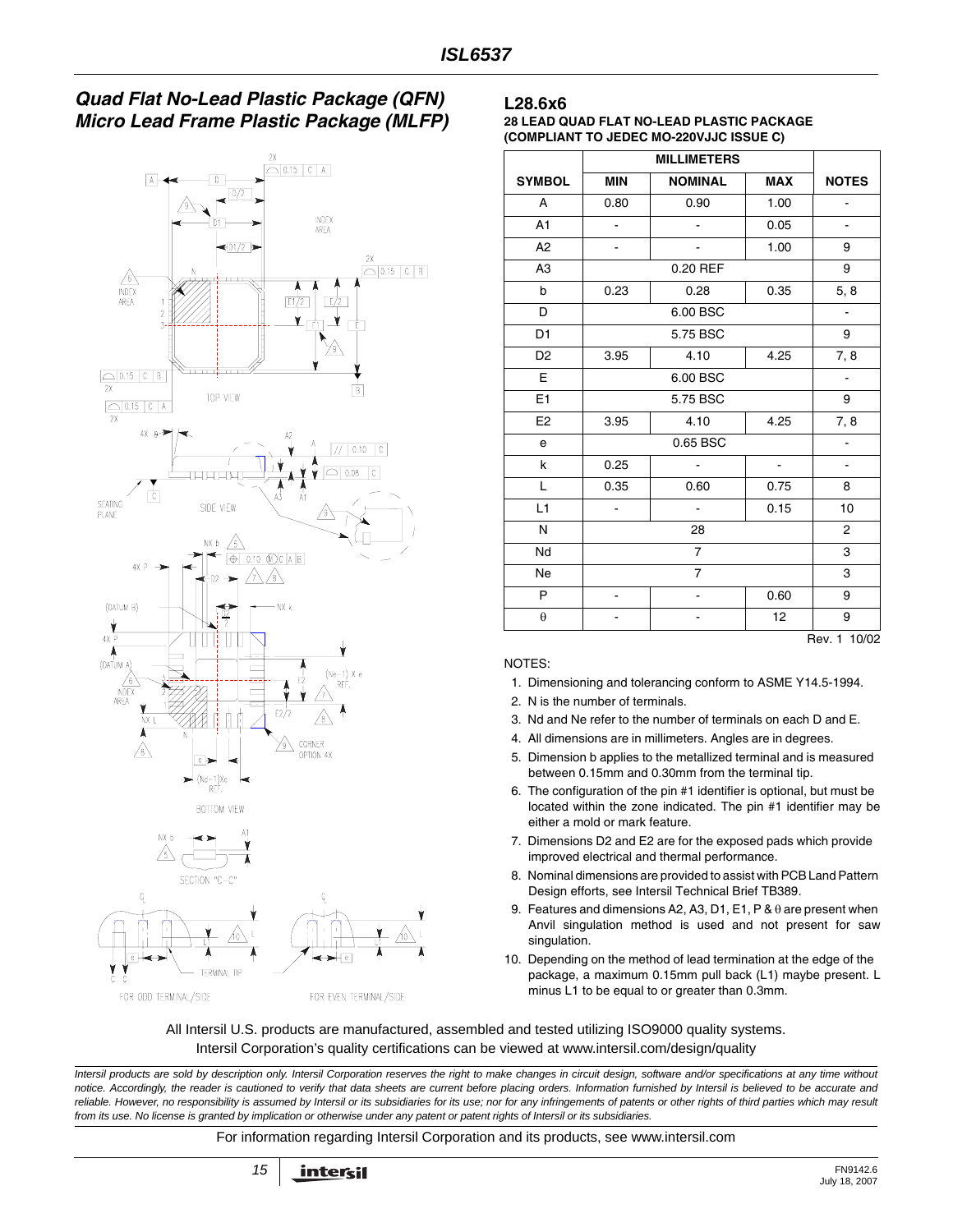## *Quad Flat No-Lead Plastic Package (QFN)*
## *Micro Lead Frame Plastic Package (MLFP)*

TOP VIEW

SIDE VIEW

BOTTOM VIEW

SECTION "C–C"

FOR ODD TERMINAL/SIDE

FOR EVEN TERMINAL/SIDE

### L28.6x6

**28 LEAD QUAD FLAT NO-LEAD PLASTIC PACKAGE (COMPLIANT TO JEDEC MO-220VJJC ISSUE C)**

| SYMBOL | MILLIMETERS | | | NOTES |
|---|---|---|---|---|
| | MIN | NOMINAL | MAX | |
| A | 0.80 | 0.90 | 1.00 | - |
| A1 | - | - | 0.05 | - |
| A2 | - | - | 1.00 | 9 |
| A3 | | 0.20 REF | | 9 |
| b | 0.23 | 0.28 | 0.35 | 5, 8 |
| D | | 6.00 BSC | | - |
| D1 | | 5.75 BSC | | 9 |
| D2 | 3.95 | 4.10 | 4.25 | 7, 8 |
| E | | 6.00 BSC | | - |
| E1 | | 5.75 BSC | | 9 |
| E2 | 3.95 | 4.10 | 4.25 | 7, 8 |
| e | | 0.65 BSC | | - |
| k | 0.25 | - | - | - |
| L | 0.35 | 0.60 | 0.75 | 8 |
| L1 | - | - | 0.15 | 10 |
| N | | 28 | | 2 |
| Nd | | 7 | | 3 |
| Ne | | 7 | | 3 |
| P | - | - | 0.60 | 9 |
| θ | - | - | 12 | 9 |

Rev. 1 10/02

NOTES:

1. Dimensioning and tolerancing conform to ASME Y14.5-1994.
2. N is the number of terminals.
3. Nd and Ne refer to the number of terminals on each D and E.
4. All dimensions are in millimeters. Angles are in degrees.
5. Dimension b applies to the metallized terminal and is measured between 0.15mm and 0.30mm from the terminal tip.
6. The configuration of the pin #1 identifier is optional, but must be located within the zone indicated. The pin #1 identifier may be either a mold or mark feature.
7. Dimensions D2 and E2 are for the exposed pads which provide improved electrical and thermal performance.
8. Nominal dimensions are provided to assist with PCB Land Pattern Design efforts, see Intersil Technical Brief TB389.
9. Features and dimensions A2, A3, D1, E1, P & θ are present when Anvil singulation method is used and not present for saw singulation.
10. Depending on the method of lead termination at the edge of the package, a maximum 0.15mm pull back (L1) maybe present. L minus L1 to be equal to or greater than 0.3mm.

All Intersil U.S. products are manufactured, assembled and tested utilizing ISO9000 quality systems. Intersil Corporation's quality certifications can be viewed at www.intersil.com/design/quality

*Intersil products are sold by description only. Intersil Corporation reserves the right to make changes in circuit design, software and/or specifications at any time without notice. Accordingly, the reader is cautioned to verify that data sheets are current before placing orders. Information furnished by Intersil is believed to be accurate and reliable. However, no responsibility is assumed by Intersil or its subsidiaries for its use; nor for any infringements of patents or other rights of third parties which may result from its use. No license is granted by implication or otherwise under any patent or patent rights of Intersil or its subsidiaries.*

For information regarding Intersil Corporation and its products, see www.intersil.com